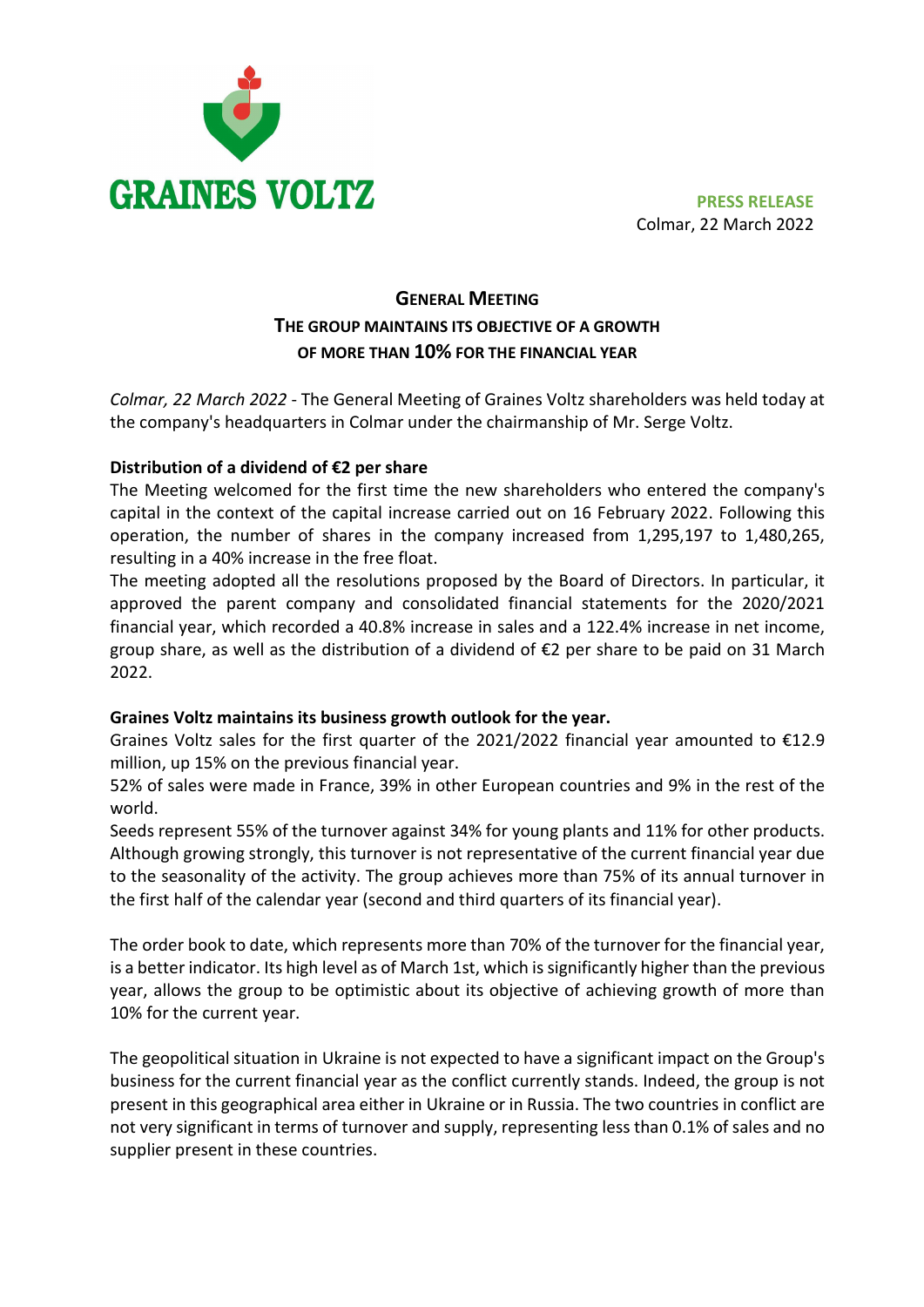GRAINES VOLTZ

**PRESS RELEASE**
Colmar, 22 March 2022

# General Meeting
# The group maintains its objective of a growth of more than 10% for the financial year

*Colmar, 22 March 2022* - The General Meeting of Graines Voltz shareholders was held today at the company's headquarters in Colmar under the chairmanship of Mr. Serge Voltz.

**Distribution of a dividend of €2 per share**

The Meeting welcomed for the first time the new shareholders who entered the company's capital in the context of the capital increase carried out on 16 February 2022. Following this operation, the number of shares in the company increased from 1,295,197 to 1,480,265, resulting in a 40% increase in the free float.

The meeting adopted all the resolutions proposed by the Board of Directors. In particular, it approved the parent company and consolidated financial statements for the 2020/2021 financial year, which recorded a 40.8% increase in sales and a 122.4% increase in net income, group share, as well as the distribution of a dividend of €2 per share to be paid on 31 March 2022.

**Graines Voltz maintains its business growth outlook for the year.**

Graines Voltz sales for the first quarter of the 2021/2022 financial year amounted to €12.9 million, up 15% on the previous financial year.

52% of sales were made in France, 39% in other European countries and 9% in the rest of the world.

Seeds represent 55% of the turnover against 34% for young plants and 11% for other products. Although growing strongly, this turnover is not representative of the current financial year due to the seasonality of the activity. The group achieves more than 75% of its annual turnover in the first half of the calendar year (second and third quarters of its financial year).

The order book to date, which represents more than 70% of the turnover for the financial year, is a better indicator. Its high level as of March 1st, which is significantly higher than the previous year, allows the group to be optimistic about its objective of achieving growth of more than 10% for the current year.

The geopolitical situation in Ukraine is not expected to have a significant impact on the Group's business for the current financial year as the conflict currently stands. Indeed, the group is not present in this geographical area either in Ukraine or in Russia. The two countries in conflict are not very significant in terms of turnover and supply, representing less than 0.1% of sales and no supplier present in these countries.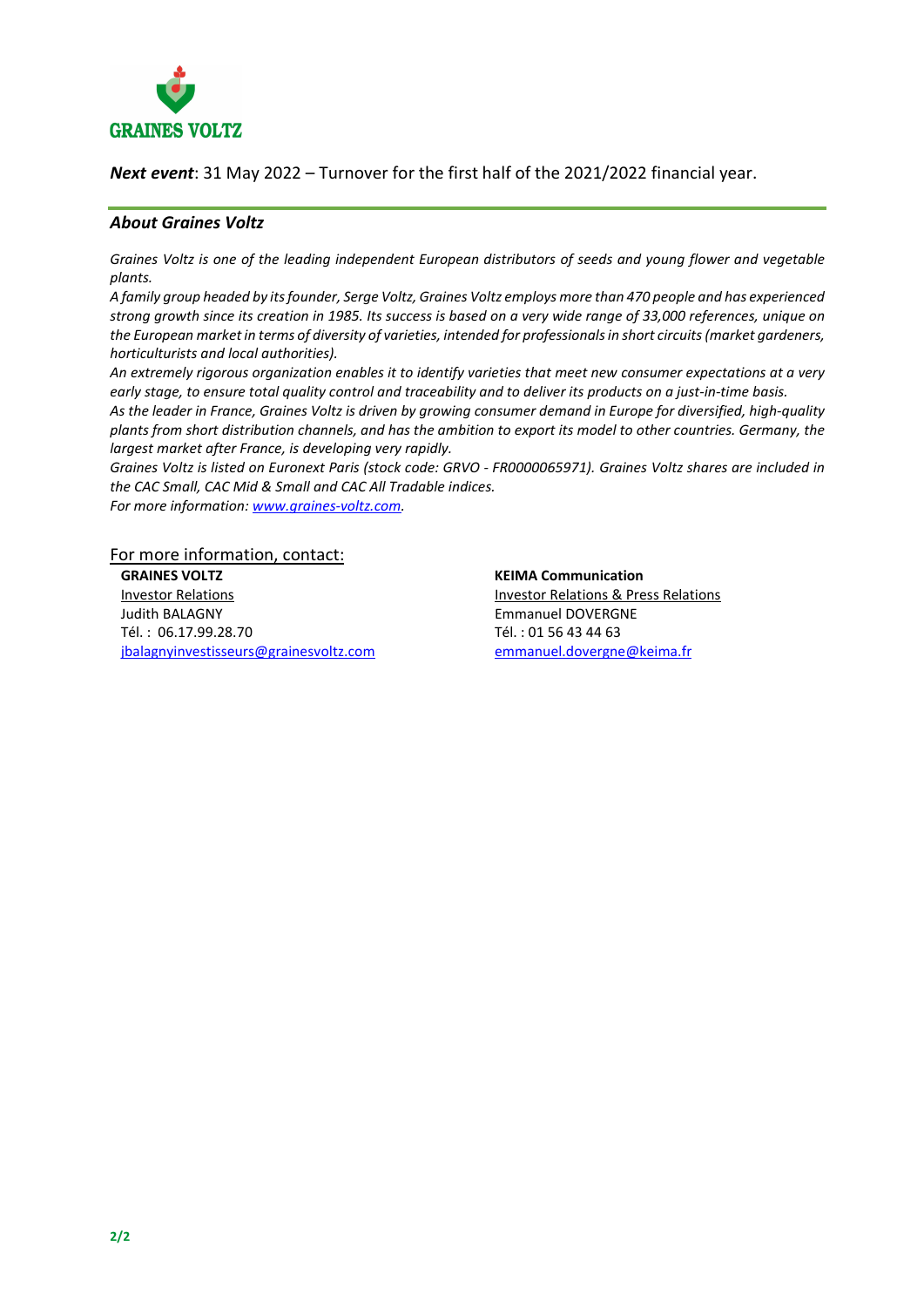GRAINES VOLTZ

***Next event***: 31 May 2022 – Turnover for the first half of the 2021/2022 financial year.

## *About Graines Voltz*

*Graines Voltz is one of the leading independent European distributors of seeds and young flower and vegetable plants.*

*A family group headed by its founder, Serge Voltz, Graines Voltz employs more than 470 people and has experienced strong growth since its creation in 1985. Its success is based on a very wide range of 33,000 references, unique on the European market in terms of diversity of varieties, intended for professionals in short circuits (market gardeners, horticulturists and local authorities).*

*An extremely rigorous organization enables it to identify varieties that meet new consumer expectations at a very early stage, to ensure total quality control and traceability and to deliver its products on a just-in-time basis.*

*As the leader in France, Graines Voltz is driven by growing consumer demand in Europe for diversified, high-quality plants from short distribution channels, and has the ambition to export its model to other countries. Germany, the largest market after France, is developing very rapidly.*

*Graines Voltz is listed on Euronext Paris (stock code: GRVO - FR0000065971). Graines Voltz shares are included in the CAC Small, CAC Mid & Small and CAC All Tradable indices.*

*For more information: www.graines-voltz.com.*

For more information, contact:

**GRAINES VOLTZ**
Investor Relations
Judith BALAGNY
Tél. : 06.17.99.28.70
jbalagnyinvestisseurs@grainesvoltz.com

**KEIMA Communication**
Investor Relations & Press Relations
Emmanuel DOVERGNE
Tél. : 01 56 43 44 63
emmanuel.dovergne@keima.fr